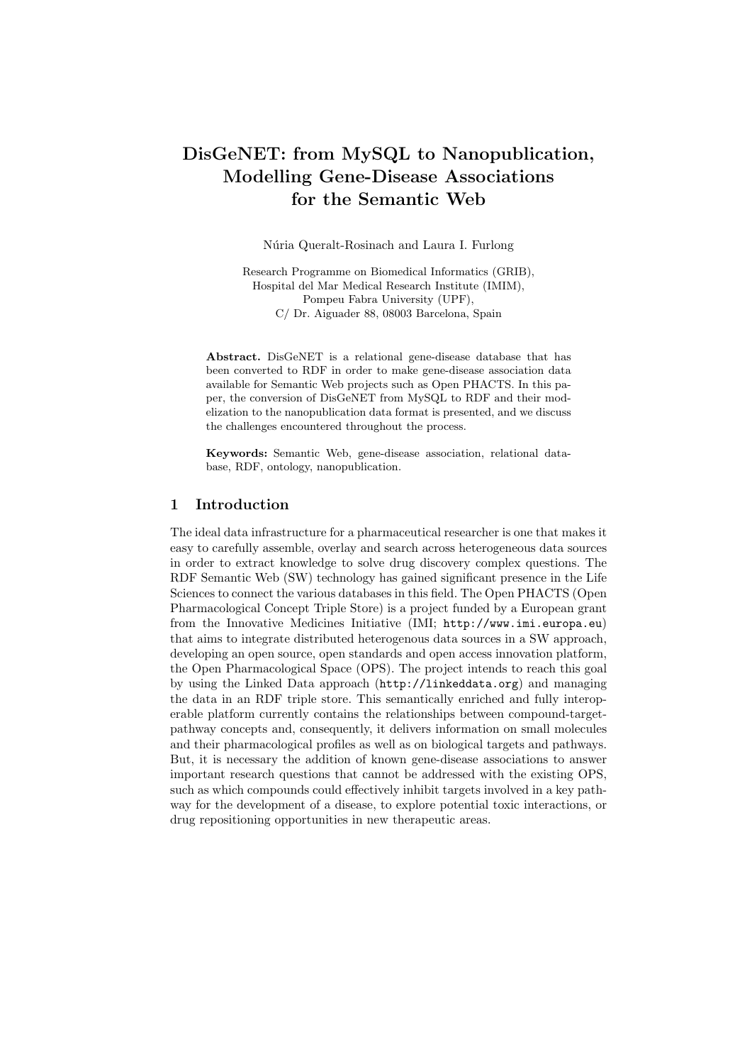# DisGeNET: from MySQL to Nanopublication, Modelling Gene-Disease Associations for the Semantic Web

Núria Queralt-Rosinach and Laura I. Furlong

Research Programme on Biomedical Informatics (GRIB),
Hospital del Mar Medical Research Institute (IMIM),
Pompeu Fabra University (UPF),
C/ Dr. Aiguader 88, 08003 Barcelona, Spain

**Abstract.** DisGeNET is a relational gene-disease database that has been converted to RDF in order to make gene-disease association data available for Semantic Web projects such as Open PHACTS. In this paper, the conversion of DisGeNET from MySQL to RDF and their modelization to the nanopublication data format is presented, and we discuss the challenges encountered throughout the process.

**Keywords:** Semantic Web, gene-disease association, relational database, RDF, ontology, nanopublication.

## 1 Introduction

The ideal data infrastructure for a pharmaceutical researcher is one that makes it easy to carefully assemble, overlay and search across heterogeneous data sources in order to extract knowledge to solve drug discovery complex questions. The RDF Semantic Web (SW) technology has gained significant presence in the Life Sciences to connect the various databases in this field. The Open PHACTS (Open Pharmacological Concept Triple Store) is a project funded by a European grant from the Innovative Medicines Initiative (IMI; `http://www.imi.europa.eu`) that aims to integrate distributed heterogenous data sources in a SW approach, developing an open source, open standards and open access innovation platform, the Open Pharmacological Space (OPS). The project intends to reach this goal by using the Linked Data approach (`http://linkeddata.org`) and managing the data in an RDF triple store. This semantically enriched and fully interoperable platform currently contains the relationships between compound-target-pathway concepts and, consequently, it delivers information on small molecules and their pharmacological profiles as well as on biological targets and pathways. But, it is necessary the addition of known gene-disease associations to answer important research questions that cannot be addressed with the existing OPS, such as which compounds could effectively inhibit targets involved in a key pathway for the development of a disease, to explore potential toxic interactions, or drug repositioning opportunities in new therapeutic areas.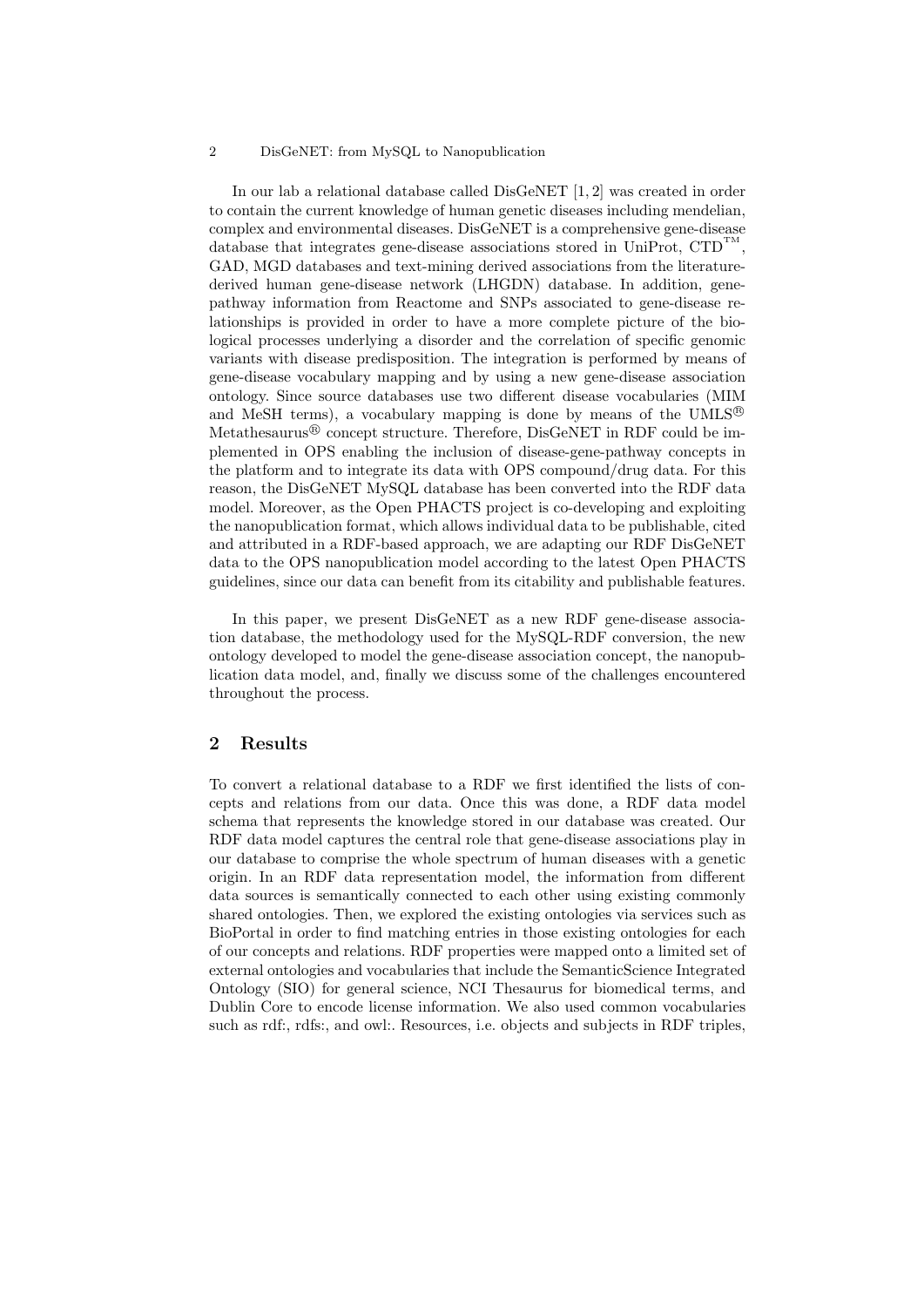In our lab a relational database called DisGeNET [1, 2] was created in order to contain the current knowledge of human genetic diseases including mendelian, complex and environmental diseases. DisGeNET is a comprehensive gene-disease database that integrates gene-disease associations stored in UniProt, CTD™, GAD, MGD databases and text-mining derived associations from the literature-derived human gene-disease network (LHGDN) database. In addition, gene-pathway information from Reactome and SNPs associated to gene-disease relationships is provided in order to have a more complete picture of the biological processes underlying a disorder and the correlation of specific genomic variants with disease predisposition. The integration is performed by means of gene-disease vocabulary mapping and by using a new gene-disease association ontology. Since source databases use two different disease vocabularies (MIM and MeSH terms), a vocabulary mapping is done by means of the UMLS® Metathesaurus® concept structure. Therefore, DisGeNET in RDF could be implemented in OPS enabling the inclusion of disease-gene-pathway concepts in the platform and to integrate its data with OPS compound/drug data. For this reason, the DisGeNET MySQL database has been converted into the RDF data model. Moreover, as the Open PHACTS project is co-developing and exploiting the nanopublication format, which allows individual data to be publishable, cited and attributed in a RDF-based approach, we are adapting our RDF DisGeNET data to the OPS nanopublication model according to the latest Open PHACTS guidelines, since our data can benefit from its citability and publishable features.

In this paper, we present DisGeNET as a new RDF gene-disease association database, the methodology used for the MySQL-RDF conversion, the new ontology developed to model the gene-disease association concept, the nanopublication data model, and, finally we discuss some of the challenges encountered throughout the process.

## 2 Results

To convert a relational database to a RDF we first identified the lists of concepts and relations from our data. Once this was done, a RDF data model schema that represents the knowledge stored in our database was created. Our RDF data model captures the central role that gene-disease associations play in our database to comprise the whole spectrum of human diseases with a genetic origin. In an RDF data representation model, the information from different data sources is semantically connected to each other using existing commonly shared ontologies. Then, we explored the existing ontologies via services such as BioPortal in order to find matching entries in those existing ontologies for each of our concepts and relations. RDF properties were mapped onto a limited set of external ontologies and vocabularies that include the SemanticScience Integrated Ontology (SIO) for general science, NCI Thesaurus for biomedical terms, and Dublin Core to encode license information. We also used common vocabularies such as rdf:, rdfs:, and owl:. Resources, i.e. objects and subjects in RDF triples,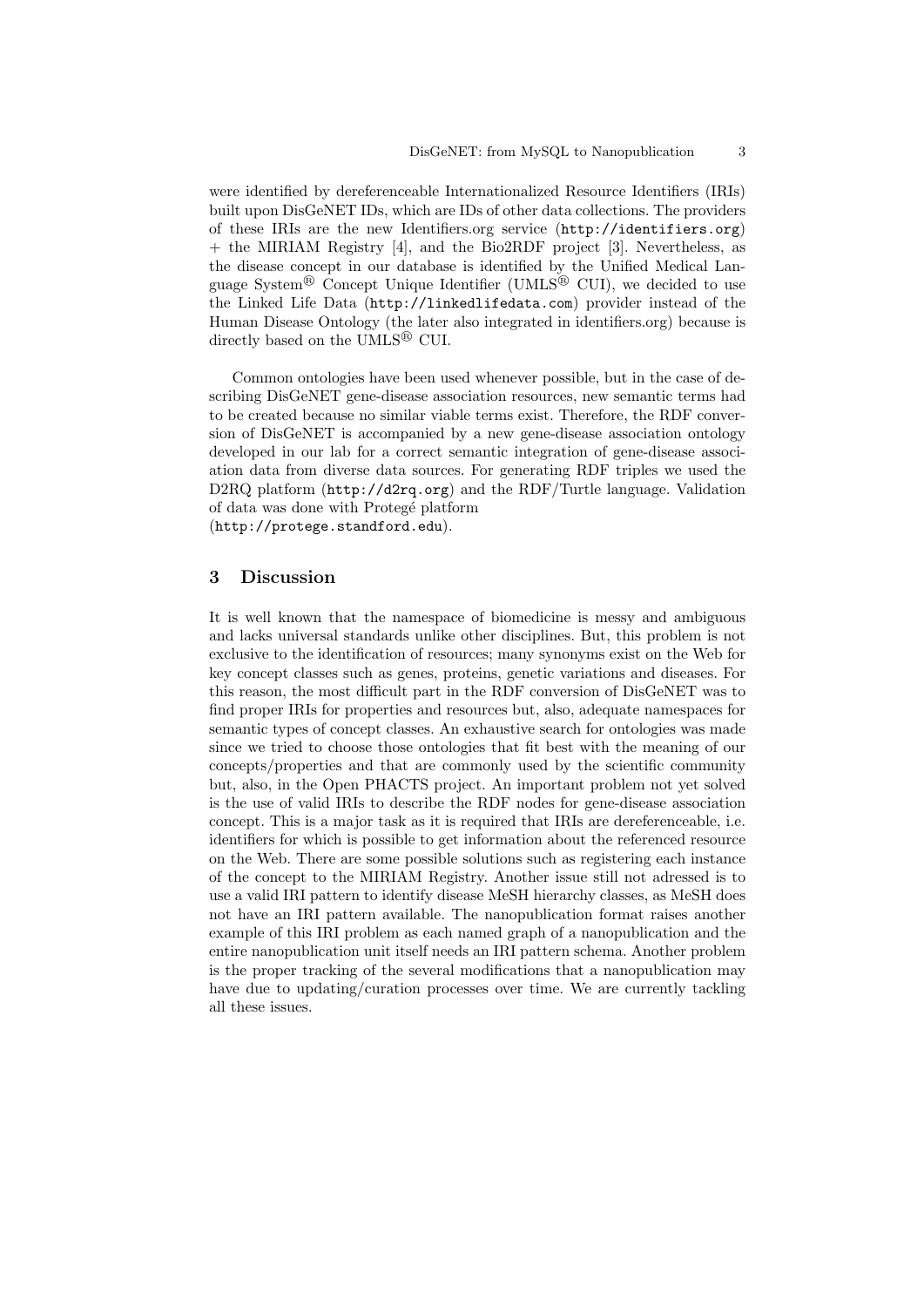were identified by dereferenceable Internationalized Resource Identifiers (IRIs) built upon DisGeNET IDs, which are IDs of other data collections. The providers of these IRIs are the new Identifiers.org service (`http://identifiers.org`) + the MIRIAM Registry [4], and the Bio2RDF project [3]. Nevertheless, as the disease concept in our database is identified by the Unified Medical Language System® Concept Unique Identifier (UMLS® CUI), we decided to use the Linked Life Data (`http://linkedlifedata.com`) provider instead of the Human Disease Ontology (the later also integrated in identifiers.org) because is directly based on the UMLS® CUI.

Common ontologies have been used whenever possible, but in the case of describing DisGeNET gene-disease association resources, new semantic terms had to be created because no similar viable terms exist. Therefore, the RDF conversion of DisGeNET is accompanied by a new gene-disease association ontology developed in our lab for a correct semantic integration of gene-disease association data from diverse data sources. For generating RDF triples we used the D2RQ platform (`http://d2rq.org`) and the RDF/Turtle language. Validation of data was done with Protegé platform (`http://protege.standford.edu`).

## 3 Discussion

It is well known that the namespace of biomedicine is messy and ambiguous and lacks universal standards unlike other disciplines. But, this problem is not exclusive to the identification of resources; many synonyms exist on the Web for key concept classes such as genes, proteins, genetic variations and diseases. For this reason, the most difficult part in the RDF conversion of DisGeNET was to find proper IRIs for properties and resources but, also, adequate namespaces for semantic types of concept classes. An exhaustive search for ontologies was made since we tried to choose those ontologies that fit best with the meaning of our concepts/properties and that are commonly used by the scientific community but, also, in the Open PHACTS project. An important problem not yet solved is the use of valid IRIs to describe the RDF nodes for gene-disease association concept. This is a major task as it is required that IRIs are dereferenceable, i.e. identifiers for which is possible to get information about the referenced resource on the Web. There are some possible solutions such as registering each instance of the concept to the MIRIAM Registry. Another issue still not adressed is to use a valid IRI pattern to identify disease MeSH hierarchy classes, as MeSH does not have an IRI pattern available. The nanopublication format raises another example of this IRI problem as each named graph of a nanopublication and the entire nanopublication unit itself needs an IRI pattern schema. Another problem is the proper tracking of the several modifications that a nanopublication may have due to updating/curation processes over time. We are currently tackling all these issues.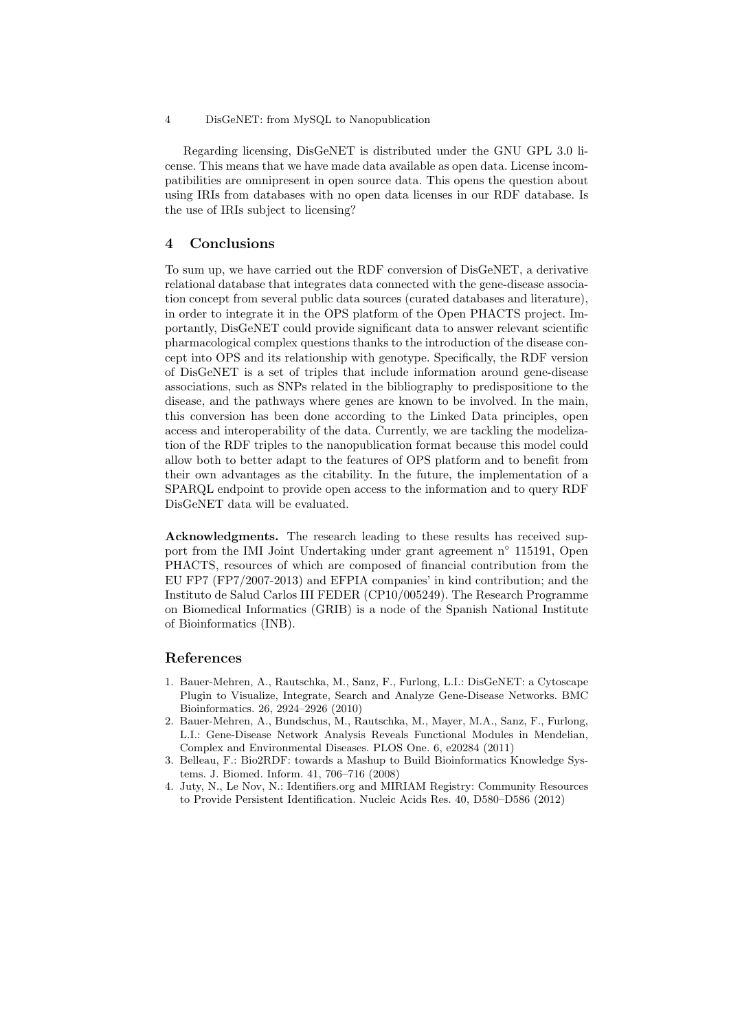Regarding licensing, DisGeNET is distributed under the GNU GPL 3.0 license. This means that we have made data available as open data. License incompatibilities are omnipresent in open source data. This opens the question about using IRIs from databases with no open data licenses in our RDF database. Is the use of IRIs subject to licensing?

## 4 Conclusions

To sum up, we have carried out the RDF conversion of DisGeNET, a derivative relational database that integrates data connected with the gene-disease association concept from several public data sources (curated databases and literature), in order to integrate it in the OPS platform of the Open PHACTS project. Importantly, DisGeNET could provide significant data to answer relevant scientific pharmacological complex questions thanks to the introduction of the disease concept into OPS and its relationship with genotype. Specifically, the RDF version of DisGeNET is a set of triples that include information around gene-disease associations, such as SNPs related in the bibliography to predispositione to the disease, and the pathways where genes are known to be involved. In the main, this conversion has been done according to the Linked Data principles, open access and interoperability of the data. Currently, we are tackling the modelization of the RDF triples to the nanopublication format because this model could allow both to better adapt to the features of OPS platform and to benefit from their own advantages as the citability. In the future, the implementation of a SPARQL endpoint to provide open access to the information and to query RDF DisGeNET data will be evaluated.

**Acknowledgments.** The research leading to these results has received support from the IMI Joint Undertaking under grant agreement n° 115191, Open PHACTS, resources of which are composed of financial contribution from the EU FP7 (FP7/2007-2013) and EFPIA companies' in kind contribution; and the Instituto de Salud Carlos III FEDER (CP10/005249). The Research Programme on Biomedical Informatics (GRIB) is a node of the Spanish National Institute of Bioinformatics (INB).

## References

1. Bauer-Mehren, A., Rautschka, M., Sanz, F., Furlong, L.I.: DisGeNET: a Cytoscape Plugin to Visualize, Integrate, Search and Analyze Gene-Disease Networks. BMC Bioinformatics. 26, 2924–2926 (2010)
2. Bauer-Mehren, A., Bundschus, M., Rautschka, M., Mayer, M.A., Sanz, F., Furlong, L.I.: Gene-Disease Network Analysis Reveals Functional Modules in Mendelian, Complex and Environmental Diseases. PLOS One. 6, e20284 (2011)
3. Belleau, F.: Bio2RDF: towards a Mashup to Build Bioinformatics Knowledge Systems. J. Biomed. Inform. 41, 706–716 (2008)
4. Juty, N., Le Nov, N.: Identifiers.org and MIRIAM Registry: Community Resources to Provide Persistent Identification. Nucleic Acids Res. 40, D580–D586 (2012)